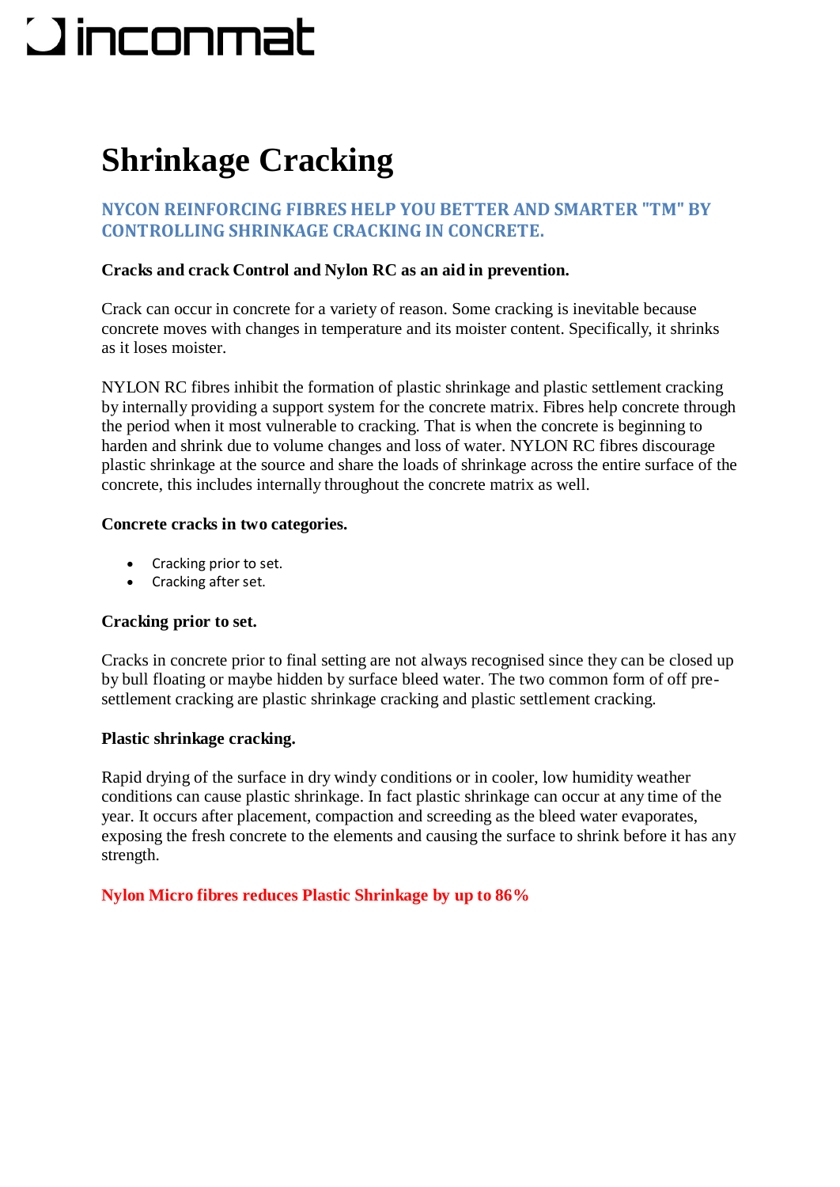# Shrinkage Cracking

## NYCON REINFORCING FIBRES HELP YOU BETTER AND SMARTER "TM" BY CONTROLLING SHRINKAGE CRACKING IN CONCRETE.

**Cracks and crack Control and Nylon RC as an aid in prevention.**

Crack can occur in concrete for a variety of reason. Some cracking is inevitable because concrete moves with changes in temperature and its moister content. Specifically, it shrinks as it loses moister.

NYLON RC fibres inhibit the formation of plastic shrinkage and plastic settlement cracking by internally providing a support system for the concrete matrix. Fibres help concrete through the period when it most vulnerable to cracking. That is when the concrete is beginning to harden and shrink due to volume changes and loss of water. NYLON RC fibres discourage plastic shrinkage at the source and share the loads of shrinkage across the entire surface of the concrete, this includes internally throughout the concrete matrix as well.

**Concrete cracks in two categories.**

- Cracking prior to set.
- Cracking after set.

**Cracking prior to set.**

Cracks in concrete prior to final setting are not always recognised since they can be closed up by bull floating or maybe hidden by surface bleed water. The two common form of off pre-settlement cracking are plastic shrinkage cracking and plastic settlement cracking.

**Plastic shrinkage cracking.**

Rapid drying of the surface in dry windy conditions or in cooler, low humidity weather conditions can cause plastic shrinkage. In fact plastic shrinkage can occur at any time of the year. It occurs after placement, compaction and screeding as the bleed water evaporates, exposing the fresh concrete to the elements and causing the surface to shrink before it has any strength.

**Nylon Micro fibres reduces Plastic Shrinkage by up to 86%**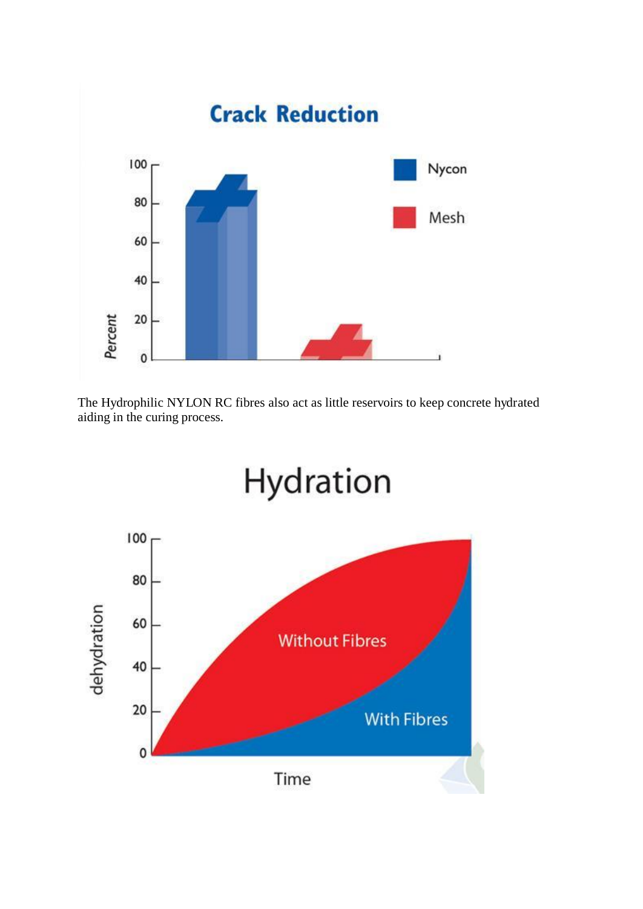## Crack Reduction

The Hydrophilic NYLON RC fibres also act as little reservoirs to keep concrete hydrated aiding in the curing process.

## Hydration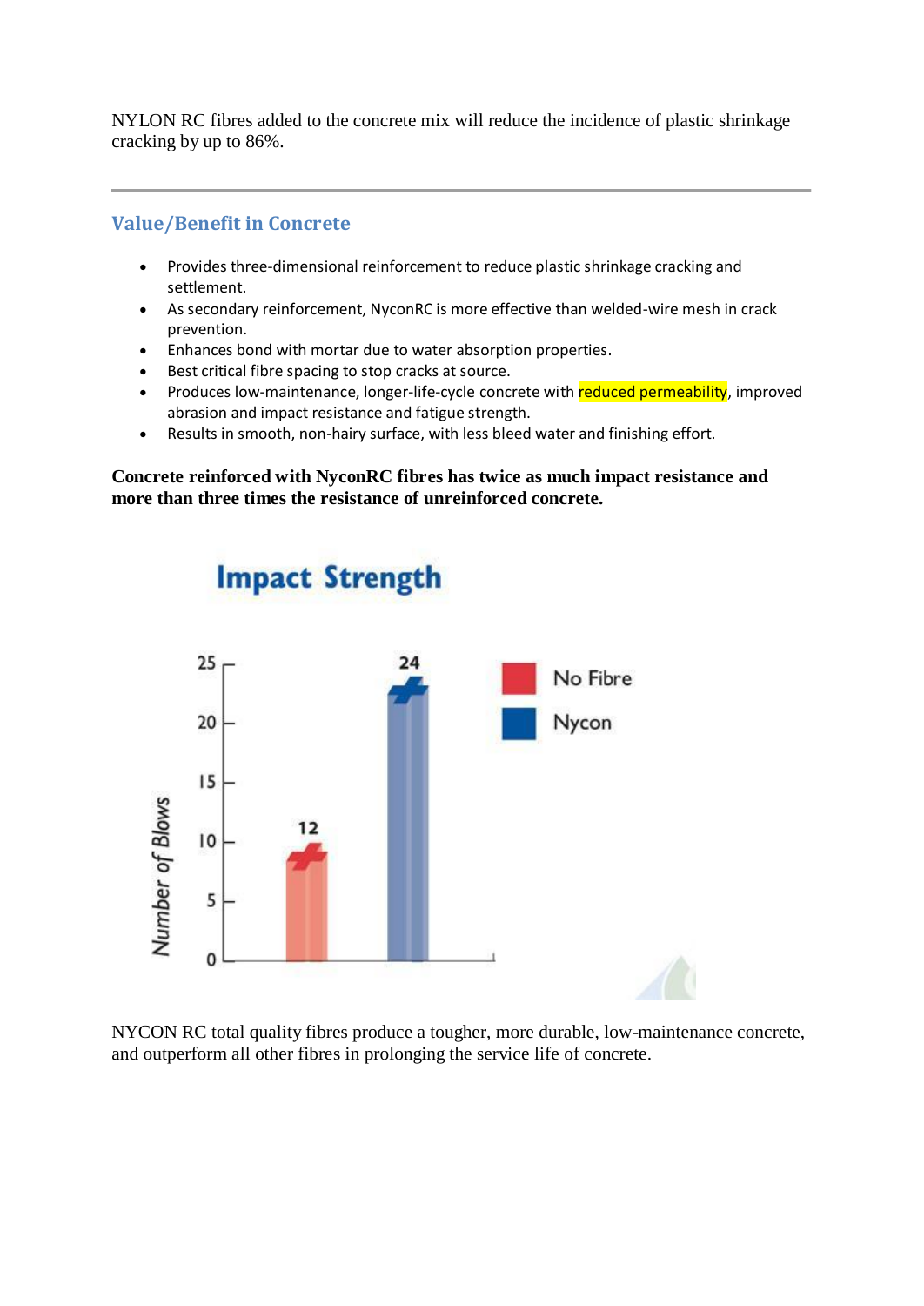NYLON RC fibres added to the concrete mix will reduce the incidence of plastic shrinkage cracking by up to 86%.

---

## Value/Benefit in Concrete

- Provides three-dimensional reinforcement to reduce plastic shrinkage cracking and settlement.
- As secondary reinforcement, NyconRC is more effective than welded-wire mesh in crack prevention.
- Enhances bond with mortar due to water absorption properties.
- Best critical fibre spacing to stop cracks at source.
- Produces low-maintenance, longer-life-cycle concrete with reduced permeability, improved abrasion and impact resistance and fatigue strength.
- Results in smooth, non-hairy surface, with less bleed water and finishing effort.

**Concrete reinforced with NyconRC fibres has twice as much impact resistance and more than three times the resistance of unreinforced concrete.**

**Impact Strength**

| | Number of Blows |
|---|---|
| No Fibre | 12 |
| Nycon | 24 |

NYCON RC total quality fibres produce a tougher, more durable, low-maintenance concrete, and outperform all other fibres in prolonging the service life of concrete.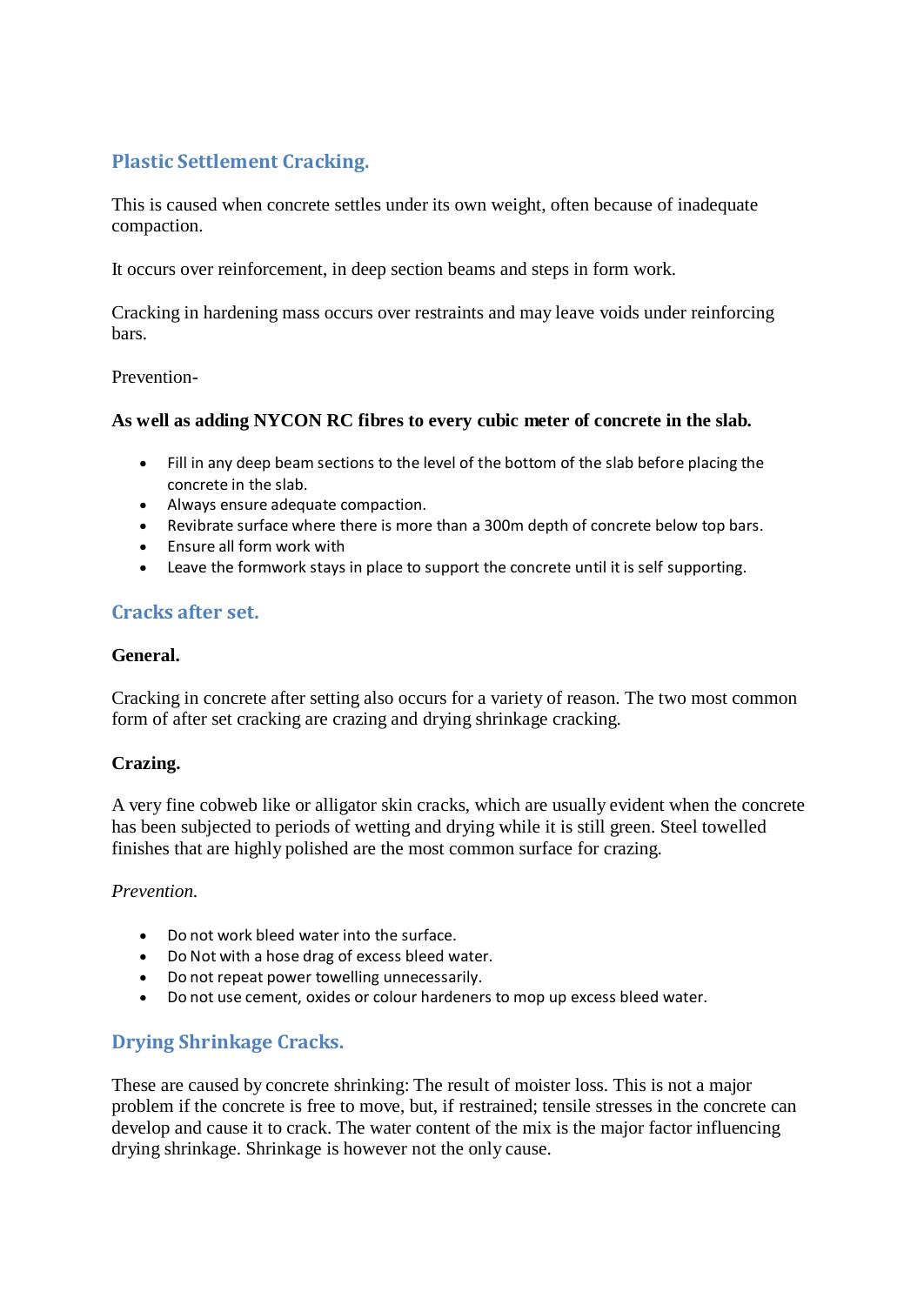## Plastic Settlement Cracking.

This is caused when concrete settles under its own weight, often because of inadequate compaction.

It occurs over reinforcement, in deep section beams and steps in form work.

Cracking in hardening mass occurs over restraints and may leave voids under reinforcing bars.

Prevention-

**As well as adding NYCON RC fibres to every cubic meter of concrete in the slab.**

- Fill in any deep beam sections to the level of the bottom of the slab before placing the concrete in the slab.
- Always ensure adequate compaction.
- Revibrate surface where there is more than a 300m depth of concrete below top bars.
- Ensure all form work with
- Leave the formwork stays in place to support the concrete until it is self supporting.

## Cracks after set.

**General.**

Cracking in concrete after setting also occurs for a variety of reason. The two most common form of after set cracking are crazing and drying shrinkage cracking.

**Crazing.**

A very fine cobweb like or alligator skin cracks, which are usually evident when the concrete has been subjected to periods of wetting and drying while it is still green. Steel towelled finishes that are highly polished are the most common surface for crazing.

*Prevention.*

- Do not work bleed water into the surface.
- Do Not with a hose drag of excess bleed water.
- Do not repeat power towelling unnecessarily.
- Do not use cement, oxides or colour hardeners to mop up excess bleed water.

## Drying Shrinkage Cracks.

These are caused by concrete shrinking: The result of moister loss. This is not a major problem if the concrete is free to move, but, if restrained; tensile stresses in the concrete can develop and cause it to crack. The water content of the mix is the major factor influencing drying shrinkage. Shrinkage is however not the only cause.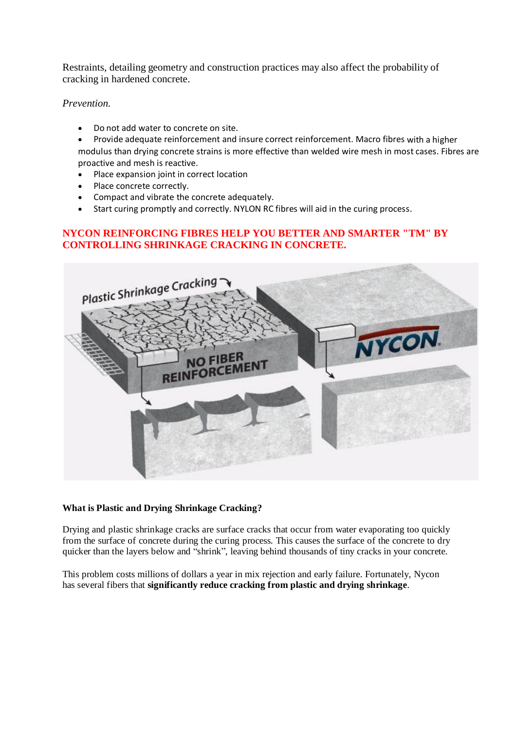Restraints, detailing geometry and construction practices may also affect the probability of cracking in hardened concrete.

*Prevention.*

- Do not add water to concrete on site.
- Provide adequate reinforcement and insure correct reinforcement. Macro fibres with a higher modulus than drying concrete strains is more effective than welded wire mesh in most cases. Fibres are proactive and mesh is reactive.
- Place expansion joint in correct location
- Place concrete correctly.
- Compact and vibrate the concrete adequately.
- Start curing promptly and correctly. NYLON RC fibres will aid in the curing process.

**NYCON REINFORCING FIBRES HELP YOU BETTER AND SMARTER "TM" BY CONTROLLING SHRINKAGE CRACKING IN CONCRETE.**

**What is Plastic and Drying Shrinkage Cracking?**

Drying and plastic shrinkage cracks are surface cracks that occur from water evaporating too quickly from the surface of concrete during the curing process. This causes the surface of the concrete to dry quicker than the layers below and “shrink”, leaving behind thousands of tiny cracks in your concrete.

This problem costs millions of dollars a year in mix rejection and early failure. Fortunately, Nycon has several fibers that **significantly reduce cracking from plastic and drying shrinkage**.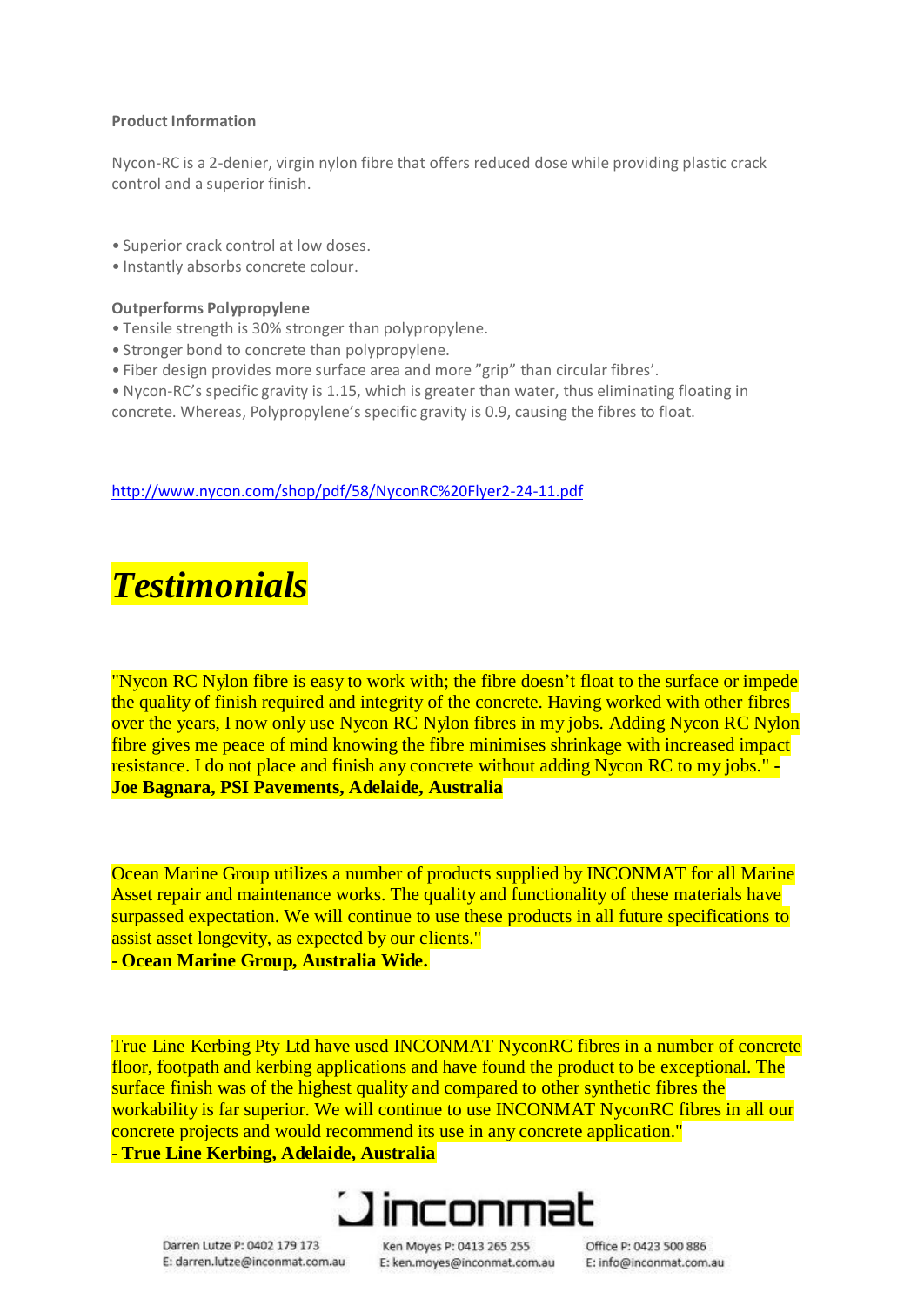**Product Information**

Nycon-RC is a 2-denier, virgin nylon fibre that offers reduced dose while providing plastic crack control and a superior finish.

- Superior crack control at low doses.
- Instantly absorbs concrete colour.

**Outperforms Polypropylene**

- Tensile strength is 30% stronger than polypropylene.
- Stronger bond to concrete than polypropylene.
- Fiber design provides more surface area and more "grip" than circular fibres'.
- Nycon-RC's specific gravity is 1.15, which is greater than water, thus eliminating floating in concrete. Whereas, Polypropylene's specific gravity is 0.9, causing the fibres to float.

http://www.nycon.com/shop/pdf/58/NyconRC%20Flyer2-24-11.pdf

# *Testimonials*

"Nycon RC Nylon fibre is easy to work with; the fibre doesn't float to the surface or impede the quality of finish required and integrity of the concrete. Having worked with other fibres over the years, I now only use Nycon RC Nylon fibres in my jobs. Adding Nycon RC Nylon fibre gives me peace of mind knowing the fibre minimises shrinkage with increased impact resistance. I do not place and finish any concrete without adding Nycon RC to my jobs." - **Joe Bagnara, PSI Pavements, Adelaide, Australia**

Ocean Marine Group utilizes a number of products supplied by INCONMAT for all Marine Asset repair and maintenance works. The quality and functionality of these materials have surpassed expectation. We will continue to use these products in all future specifications to assist asset longevity, as expected by our clients."
**- Ocean Marine Group, Australia Wide.**

True Line Kerbing Pty Ltd have used INCONMAT NyconRC fibres in a number of concrete floor, footpath and kerbing applications and have found the product to be exceptional. The surface finish was of the highest quality and compared to other synthetic fibres the workability is far superior. We will continue to use INCONMAT NyconRC fibres in all our concrete projects and would recommend its use in any concrete application."
**- True Line Kerbing, Adelaide, Australia**

inconmat

Darren Lutze P: 0402 179 173
E: darren.lutze@inconmat.com.au

Ken Moyes P: 0413 265 255
E: ken.moyes@inconmat.com.au

Office P: 0423 500 886
E: info@inconmat.com.au